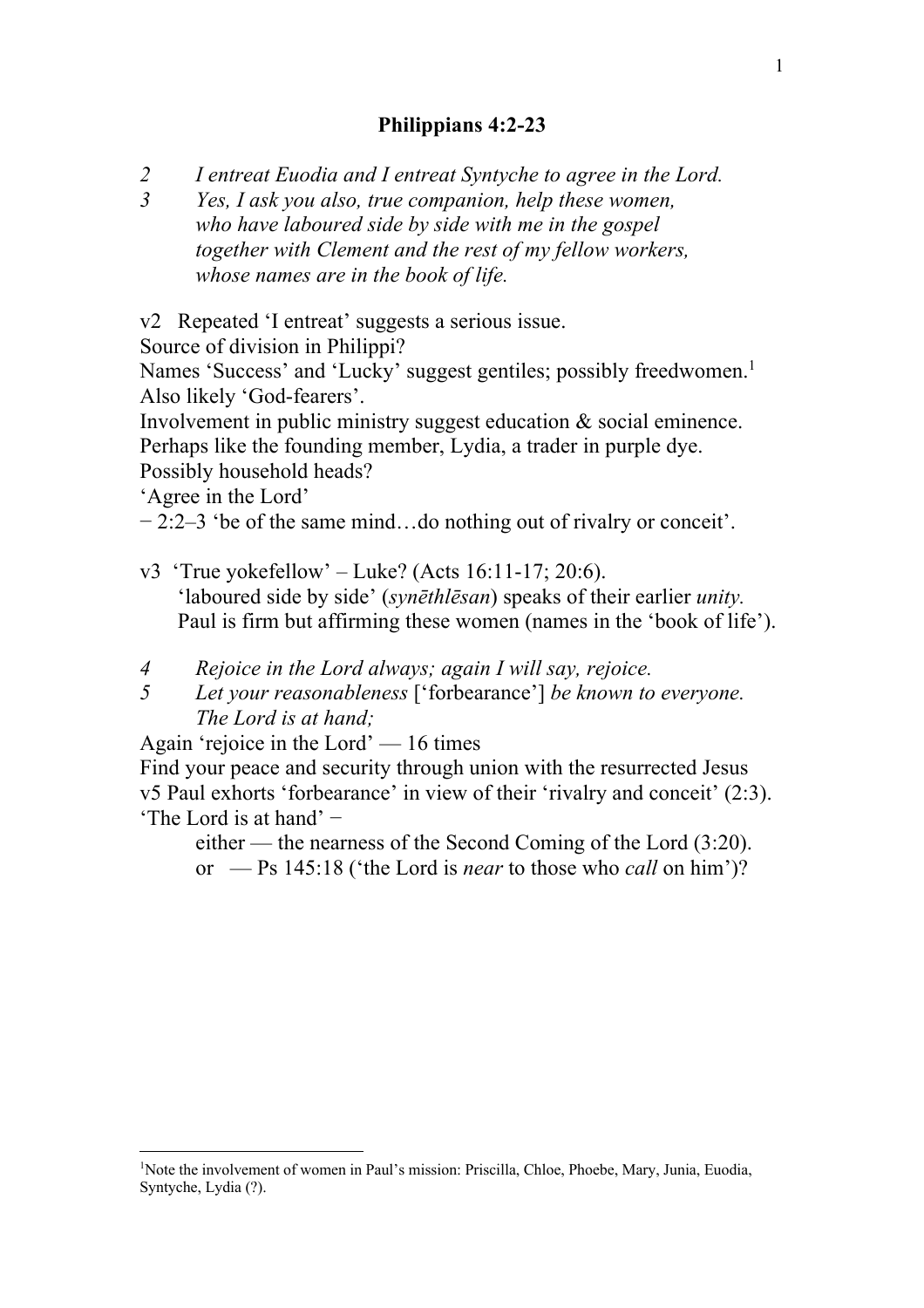# Philippians 4:2-23

*2 I entreat Euodia and I entreat Syntyche to agree in the Lord.*
*3 Yes, I ask you also, true companion, help these women,*
*who have laboured side by side with me in the gospel*
*together with Clement and the rest of my fellow workers,*
*whose names are in the book of life.*

v2 Repeated 'I entreat' suggests a serious issue.
Source of division in Philippi?
Names 'Success' and 'Lucky' suggest gentiles; possibly freedwomen.[1]
Also likely 'God-fearers'.
Involvement in public ministry suggest education & social eminence.
Perhaps like the founding member, Lydia, a trader in purple dye.
Possibly household heads?
'Agree in the Lord'
− 2:2–3 'be of the same mind…do nothing out of rivalry or conceit'.

v3 'True yokefellow' – Luke? (Acts 16:11-17; 20:6).
'laboured side by side' (*synēthlēsan*) speaks of their earlier *unity.*
Paul is firm but affirming these women (names in the 'book of life').

*4 Rejoice in the Lord always; again I will say, rejoice.*
*5 Let your reasonableness* ['forbearance'] *be known to everyone.*
*The Lord is at hand;*

Again 'rejoice in the Lord' — 16 times
Find your peace and security through union with the resurrected Jesus
v5 Paul exhorts 'forbearance' in view of their 'rivalry and conceit' (2:3).
'The Lord is at hand' −
either — the nearness of the Second Coming of the Lord (3:20).
or — Ps 145:18 ('the Lord is *near* to those who *call* on him')?

[1] Note the involvement of women in Paul's mission: Priscilla, Chloe, Phoebe, Mary, Junia, Euodia, Syntyche, Lydia (?).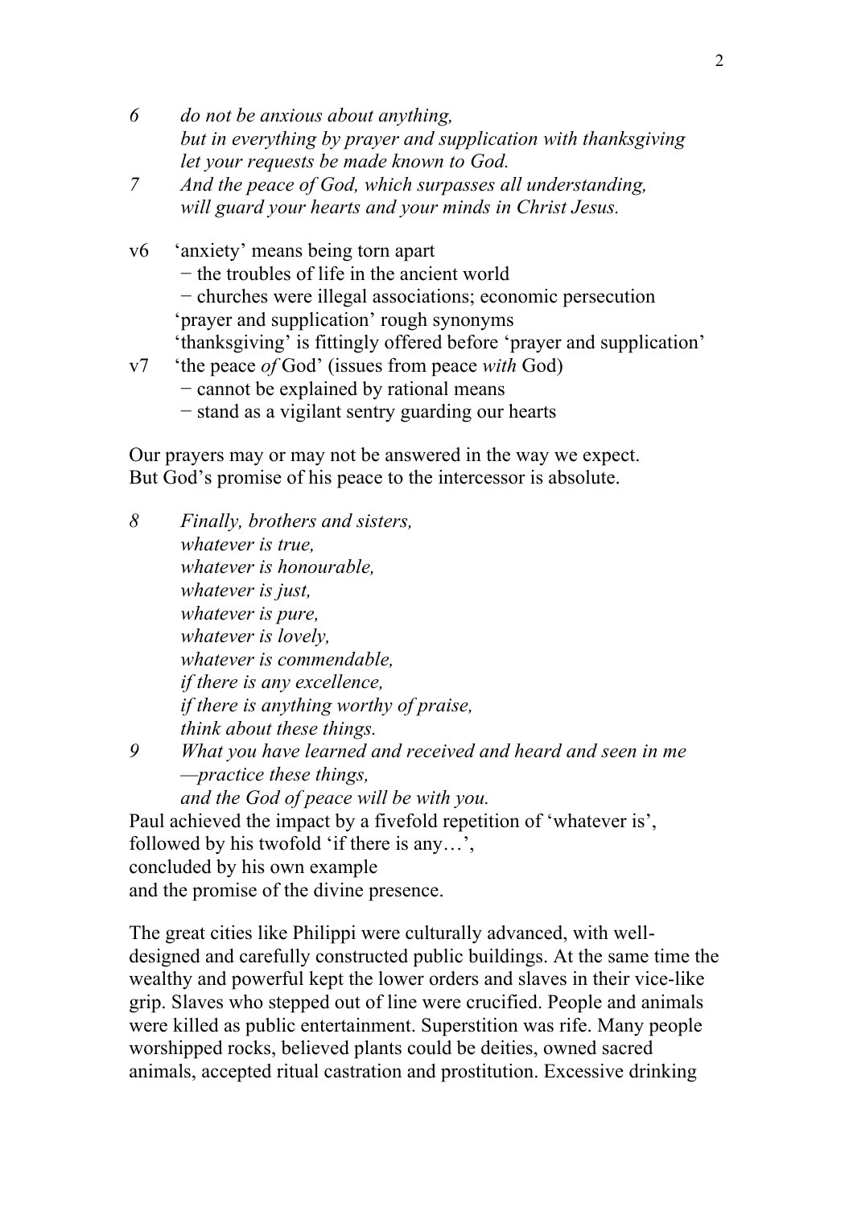*6 do not be anxious about anything,*
*but in everything by prayer and supplication with thanksgiving*
*let your requests be made known to God.*

*7 And the peace of God, which surpasses all understanding,*
*will guard your hearts and your minds in Christ Jesus.*

v6 'anxiety' means being torn apart
 − the troubles of life in the ancient world
 − churches were illegal associations; economic persecution
 'prayer and supplication' rough synonyms
 'thanksgiving' is fittingly offered before 'prayer and supplication'

v7 'the peace *of* God' (issues from peace *with* God)
 − cannot be explained by rational means
 − stand as a vigilant sentry guarding our hearts

Our prayers may or may not be answered in the way we expect.
But God's promise of his peace to the intercessor is absolute.

*8 Finally, brothers and sisters,*
*whatever is true,*
*whatever is honourable,*
*whatever is just,*
*whatever is pure,*
*whatever is lovely,*
*whatever is commendable,*
*if there is any excellence,*
*if there is anything worthy of praise,*
*think about these things.*

*9 What you have learned and received and heard and seen in me*
*—practice these things,*
*and the God of peace will be with you.*

Paul achieved the impact by a fivefold repetition of 'whatever is',
followed by his twofold 'if there is any…',
concluded by his own example
and the promise of the divine presence.

The great cities like Philippi were culturally advanced, with well-designed and carefully constructed public buildings. At the same time the wealthy and powerful kept the lower orders and slaves in their vice-like grip. Slaves who stepped out of line were crucified. People and animals were killed as public entertainment. Superstition was rife. Many people worshipped rocks, believed plants could be deities, owned sacred animals, accepted ritual castration and prostitution. Excessive drinking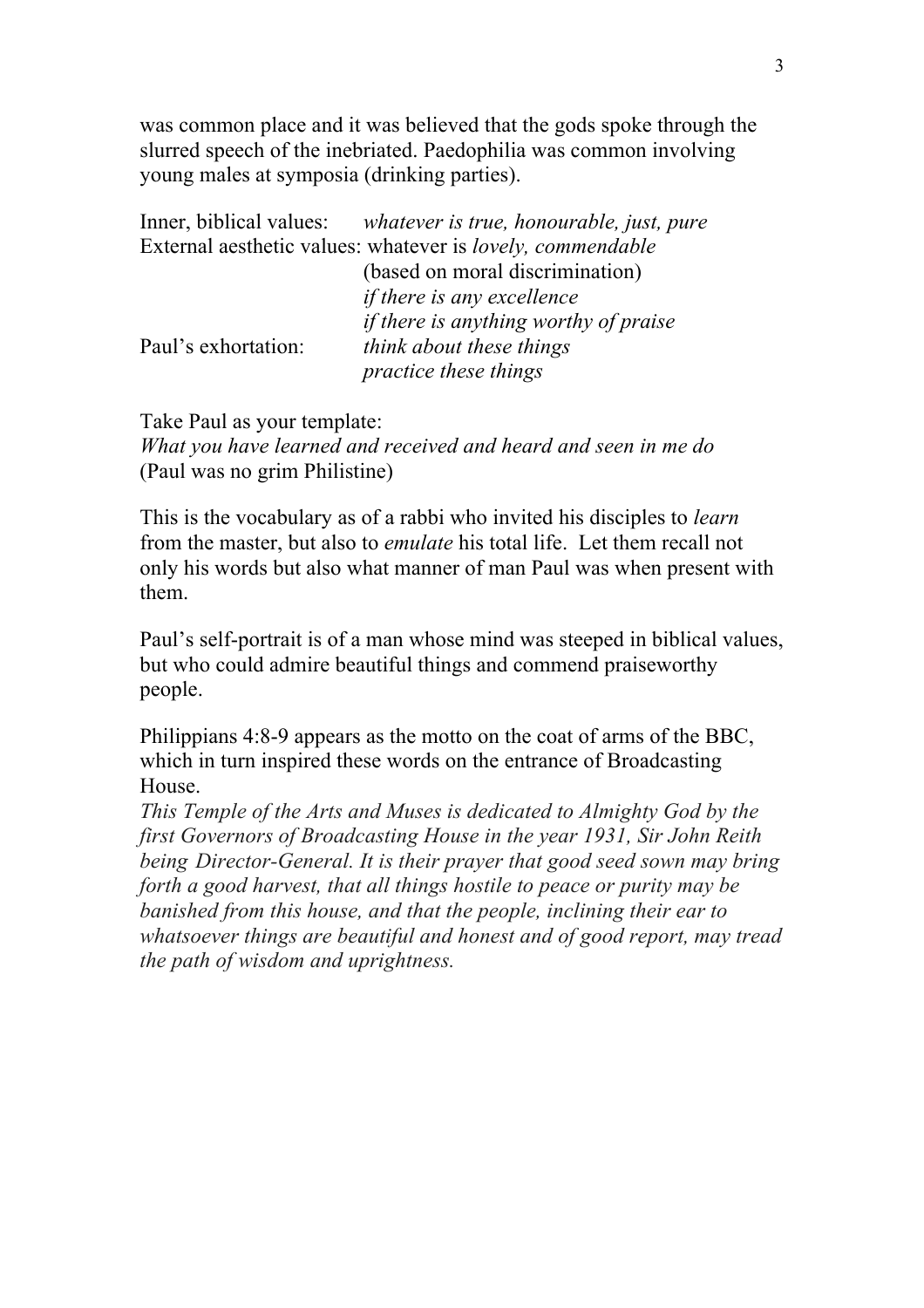was common place and it was believed that the gods spoke through the slurred speech of the inebriated. Paedophilia was common involving young males at symposia (drinking parties).

Inner, biblical values: *whatever is true, honourable, just, pure*
External aesthetic values: whatever is *lovely, commendable*
(based on moral discrimination)
*if there is any excellence*
*if there is anything worthy of praise*
Paul's exhortation: *think about these things*
*practice these things*

Take Paul as your template:
*What you have learned and received and heard and seen in me do*
(Paul was no grim Philistine)

This is the vocabulary as of a rabbi who invited his disciples to *learn* from the master, but also to *emulate* his total life. Let them recall not only his words but also what manner of man Paul was when present with them.

Paul's self-portrait is of a man whose mind was steeped in biblical values, but who could admire beautiful things and commend praiseworthy people.

Philippians 4:8-9 appears as the motto on the coat of arms of the BBC, which in turn inspired these words on the entrance of Broadcasting House.
*This Temple of the Arts and Muses is dedicated to Almighty God by the first Governors of Broadcasting House in the year 1931, Sir John Reith being Director-General. It is their prayer that good seed sown may bring forth a good harvest, that all things hostile to peace or purity may be banished from this house, and that the people, inclining their ear to whatsoever things are beautiful and honest and of good report, may tread the path of wisdom and uprightness.*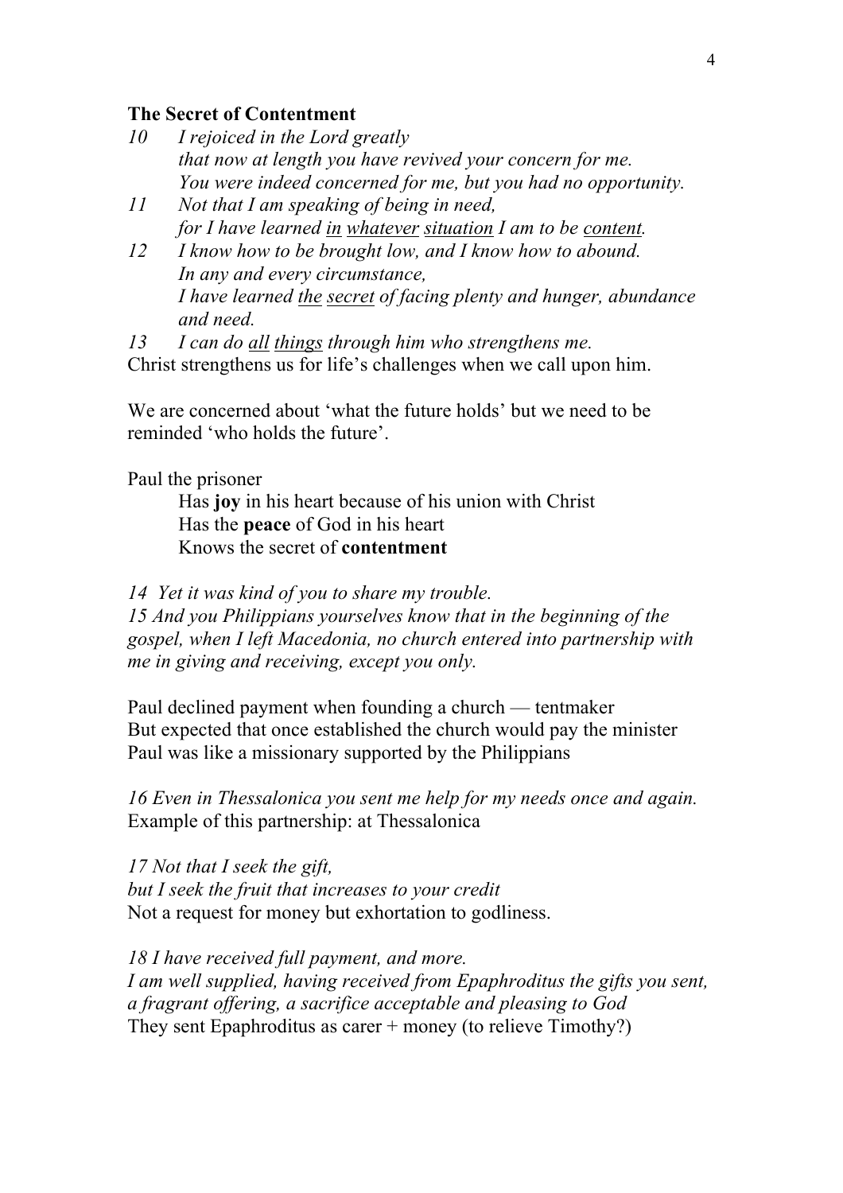**The Secret of Contentment**

*10 I rejoiced in the Lord greatly*
*that now at length you have revived your concern for me.*
*You were indeed concerned for me, but you had no opportunity.*

*11 Not that I am speaking of being in need,*
*for I have learned <u>in</u> <u>whatever</u> <u>situation</u> I am to be <u>content</u>.*

*12 I know how to be brought low, and I know how to abound.*
*In any and every circumstance,*
*I have learned <u>the</u> <u>secret</u> of facing plenty and hunger, abundance and need.*

*13 I can do <u>all</u> <u>things</u> through him who strengthens me.*

Christ strengthens us for life's challenges when we call upon him.

We are concerned about 'what the future holds' but we need to be reminded 'who holds the future'.

Paul the prisoner

- Has **joy** in his heart because of his union with Christ
- Has the **peace** of God in his heart
- Knows the secret of **contentment**

*14 Yet it was kind of you to share my trouble.*
*15 And you Philippians yourselves know that in the beginning of the gospel, when I left Macedonia, no church entered into partnership with me in giving and receiving, except you only.*

Paul declined payment when founding a church — tentmaker
But expected that once established the church would pay the minister
Paul was like a missionary supported by the Philippians

*16 Even in Thessalonica you sent me help for my needs once and again.*
Example of this partnership: at Thessalonica

*17 Not that I seek the gift,*
*but I seek the fruit that increases to your credit*
Not a request for money but exhortation to godliness.

*18 I have received full payment, and more.*
*I am well supplied, having received from Epaphroditus the gifts you sent, a fragrant offering, a sacrifice acceptable and pleasing to God*
They sent Epaphroditus as carer + money (to relieve Timothy?)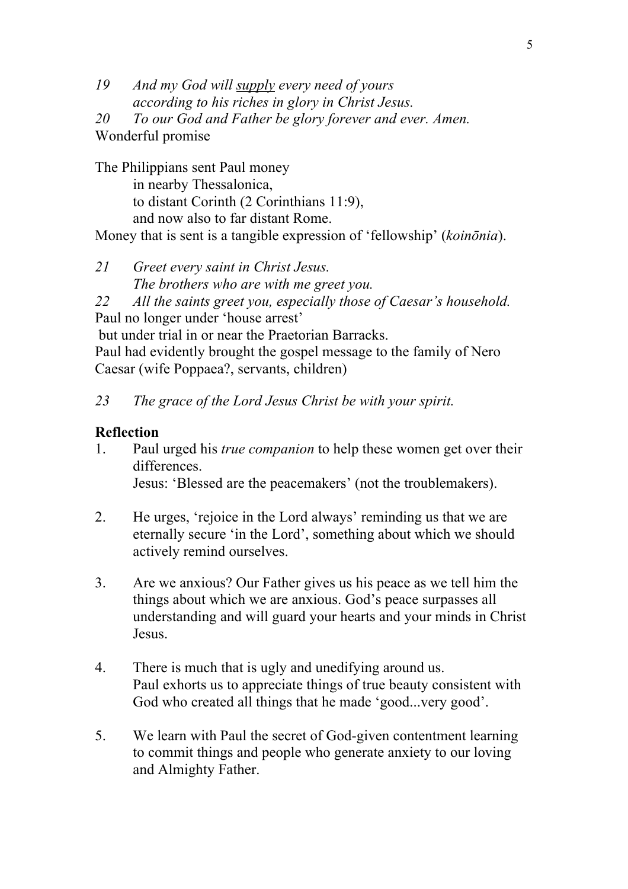*19 And my God will <u>supply</u> every need of yours according to his riches in glory in Christ Jesus.*
*20 To our God and Father be glory forever and ever. Amen.*
Wonderful promise

The Philippians sent Paul money
in nearby Thessalonica,
to distant Corinth (2 Corinthians 11:9),
and now also to far distant Rome.
Money that is sent is a tangible expression of 'fellowship' (*koinōnia*).

*21 Greet every saint in Christ Jesus. The brothers who are with me greet you.*
*22 All the saints greet you, especially those of Caesar's household.*
Paul no longer under 'house arrest'
but under trial in or near the Praetorian Barracks.
Paul had evidently brought the gospel message to the family of Nero Caesar (wife Poppaea?, servants, children)

*23 The grace of the Lord Jesus Christ be with your spirit.*

**Reflection**

1. Paul urged his *true companion* to help these women get over their differences.
   Jesus: 'Blessed are the peacemakers' (not the troublemakers).

2. He urges, 'rejoice in the Lord always' reminding us that we are eternally secure 'in the Lord', something about which we should actively remind ourselves.

3. Are we anxious? Our Father gives us his peace as we tell him the things about which we are anxious. God's peace surpasses all understanding and will guard your hearts and your minds in Christ Jesus.

4. There is much that is ugly and unedifying around us.
   Paul exhorts us to appreciate things of true beauty consistent with God who created all things that he made 'good...very good'.

5. We learn with Paul the secret of God-given contentment learning to commit things and people who generate anxiety to our loving and Almighty Father.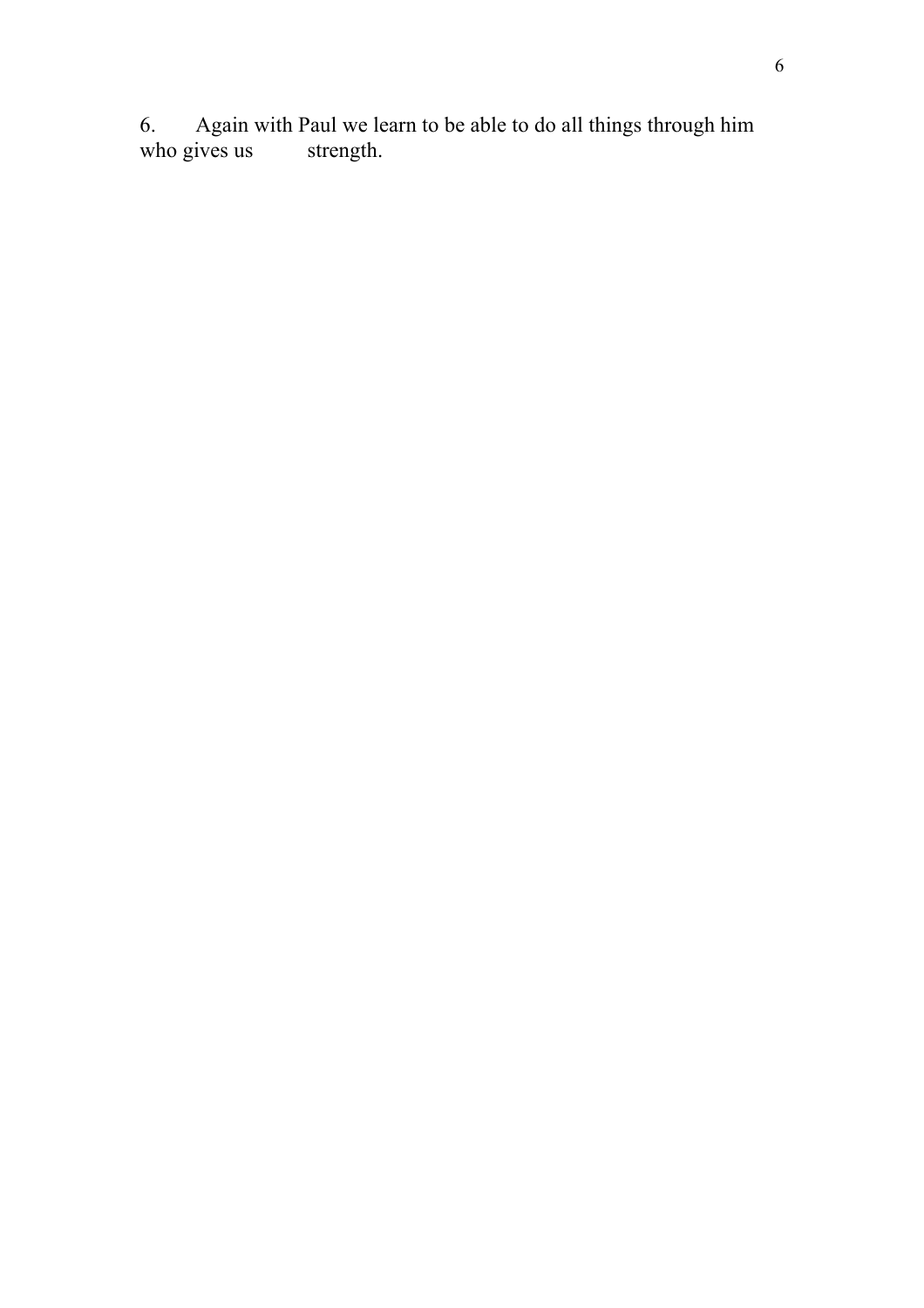6. Again with Paul we learn to be able to do all things through him who gives us strength.